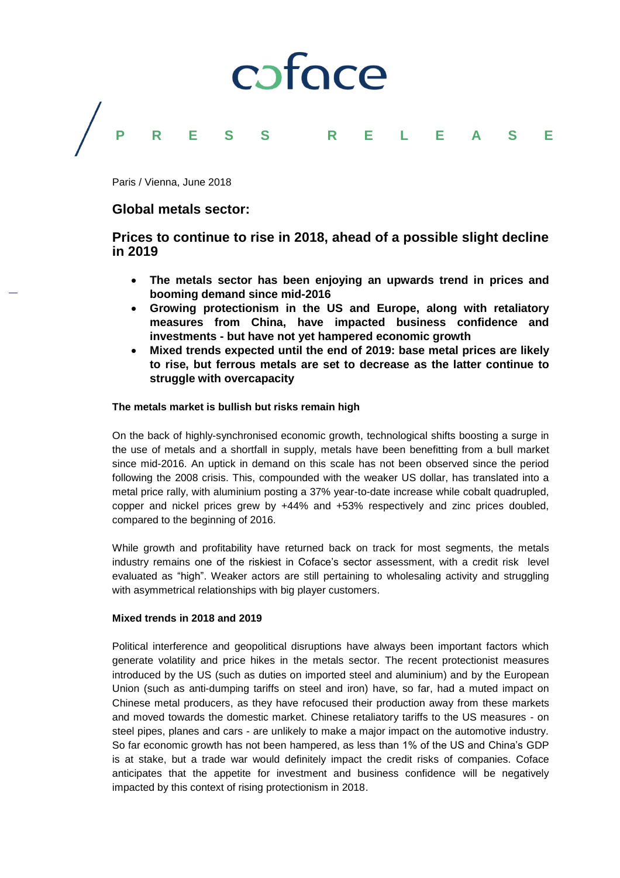coface

**PRESS RELEASE**

Paris / Vienna, June 2018

## Global metals sector:

## Prices to continue to rise in 2018, ahead of a possible slight decline in 2019

- **The metals sector has been enjoying an upwards trend in prices and booming demand since mid-2016**
- **Growing protectionism in the US and Europe, along with retaliatory measures from China, have impacted business confidence and investments - but have not yet hampered economic growth**
- **Mixed trends expected until the end of 2019: base metal prices are likely to rise, but ferrous metals are set to decrease as the latter continue to struggle with overcapacity**

**The metals market is bullish but risks remain high**

On the back of highly-synchronised economic growth, technological shifts boosting a surge in the use of metals and a shortfall in supply, metals have been benefitting from a bull market since mid-2016. An uptick in demand on this scale has not been observed since the period following the 2008 crisis. This, compounded with the weaker US dollar, has translated into a metal price rally, with aluminium posting a 37% year-to-date increase while cobalt quadrupled, copper and nickel prices grew by +44% and +53% respectively and zinc prices doubled, compared to the beginning of 2016.

While growth and profitability have returned back on track for most segments, the metals industry remains one of the riskiest in Coface's sector assessment, with a credit risk level evaluated as "high". Weaker actors are still pertaining to wholesaling activity and struggling with asymmetrical relationships with big player customers.

**Mixed trends in 2018 and 2019**

Political interference and geopolitical disruptions have always been important factors which generate volatility and price hikes in the metals sector. The recent protectionist measures introduced by the US (such as duties on imported steel and aluminium) and by the European Union (such as anti-dumping tariffs on steel and iron) have, so far, had a muted impact on Chinese metal producers, as they have refocused their production away from these markets and moved towards the domestic market. Chinese retaliatory tariffs to the US measures - on steel pipes, planes and cars - are unlikely to make a major impact on the automotive industry. So far economic growth has not been hampered, as less than 1% of the US and China's GDP is at stake, but a trade war would definitely impact the credit risks of companies. Coface anticipates that the appetite for investment and business confidence will be negatively impacted by this context of rising protectionism in 2018.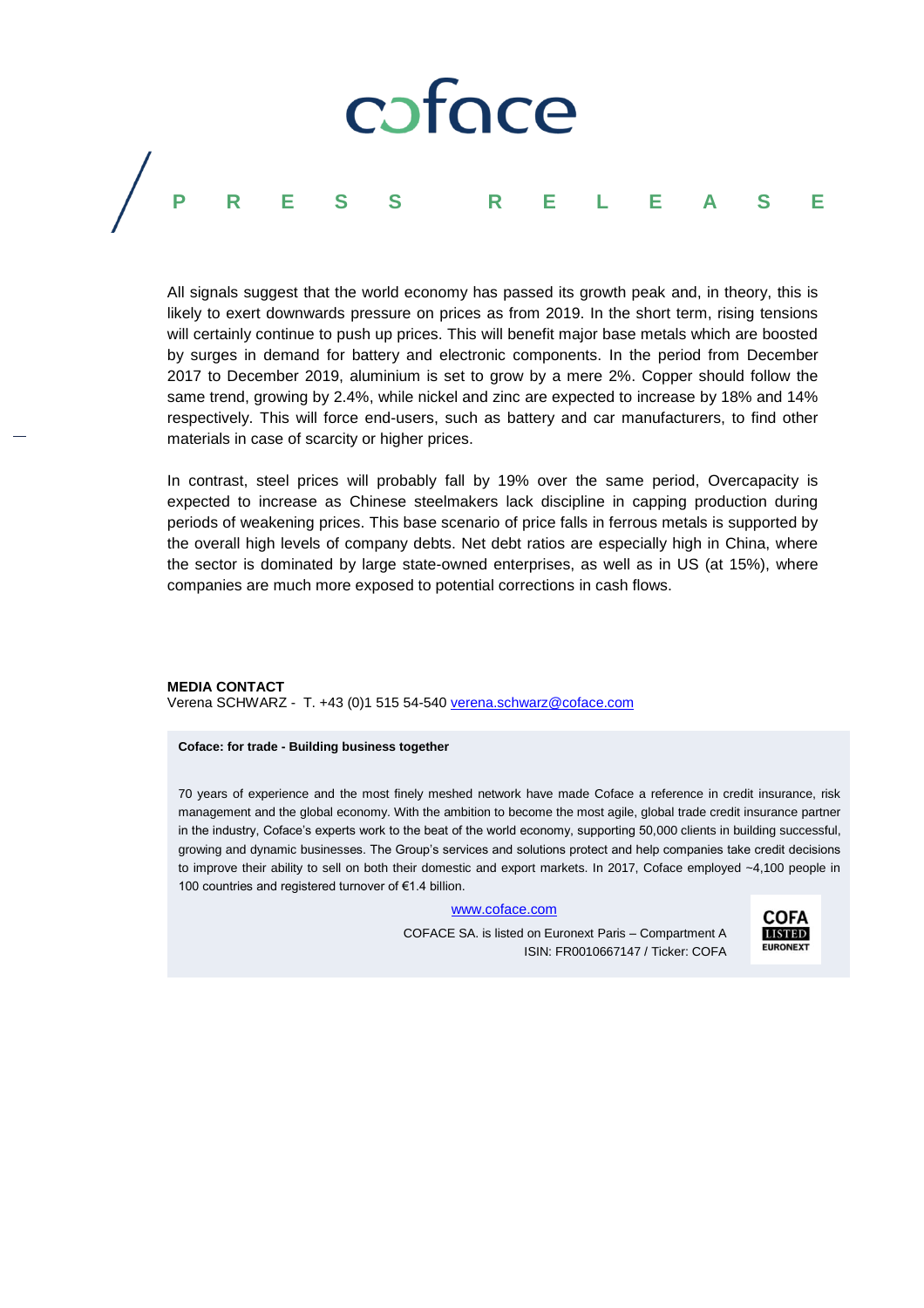All signals suggest that the world economy has passed its growth peak and, in theory, this is likely to exert downwards pressure on prices as from 2019. In the short term, rising tensions will certainly continue to push up prices. This will benefit major base metals which are boosted by surges in demand for battery and electronic components. In the period from December 2017 to December 2019, aluminium is set to grow by a mere 2%. Copper should follow the same trend, growing by 2.4%, while nickel and zinc are expected to increase by 18% and 14% respectively. This will force end-users, such as battery and car manufacturers, to find other materials in case of scarcity or higher prices.

In contrast, steel prices will probably fall by 19% over the same period, Overcapacity is expected to increase as Chinese steelmakers lack discipline in capping production during periods of weakening prices. This base scenario of price falls in ferrous metals is supported by the overall high levels of company debts. Net debt ratios are especially high in China, where the sector is dominated by large state-owned enterprises, as well as in US (at 15%), where companies are much more exposed to potential corrections in cash flows.

**MEDIA CONTACT**
Verena SCHWARZ - T. +43 (0)1 515 54-540 verena.schwarz@coface.com

**Coface: for trade - Building business together**

70 years of experience and the most finely meshed network have made Coface a reference in credit insurance, risk management and the global economy. With the ambition to become the most agile, global trade credit insurance partner in the industry, Coface's experts work to the beat of the world economy, supporting 50,000 clients in building successful, growing and dynamic businesses. The Group's services and solutions protect and help companies take credit decisions to improve their ability to sell on both their domestic and export markets. In 2017, Coface employed ~4,100 people in 100 countries and registered turnover of €1.4 billion.

www.coface.com

COFACE SA. is listed on Euronext Paris – Compartment A
ISIN: FR0010667147 / Ticker: COFA